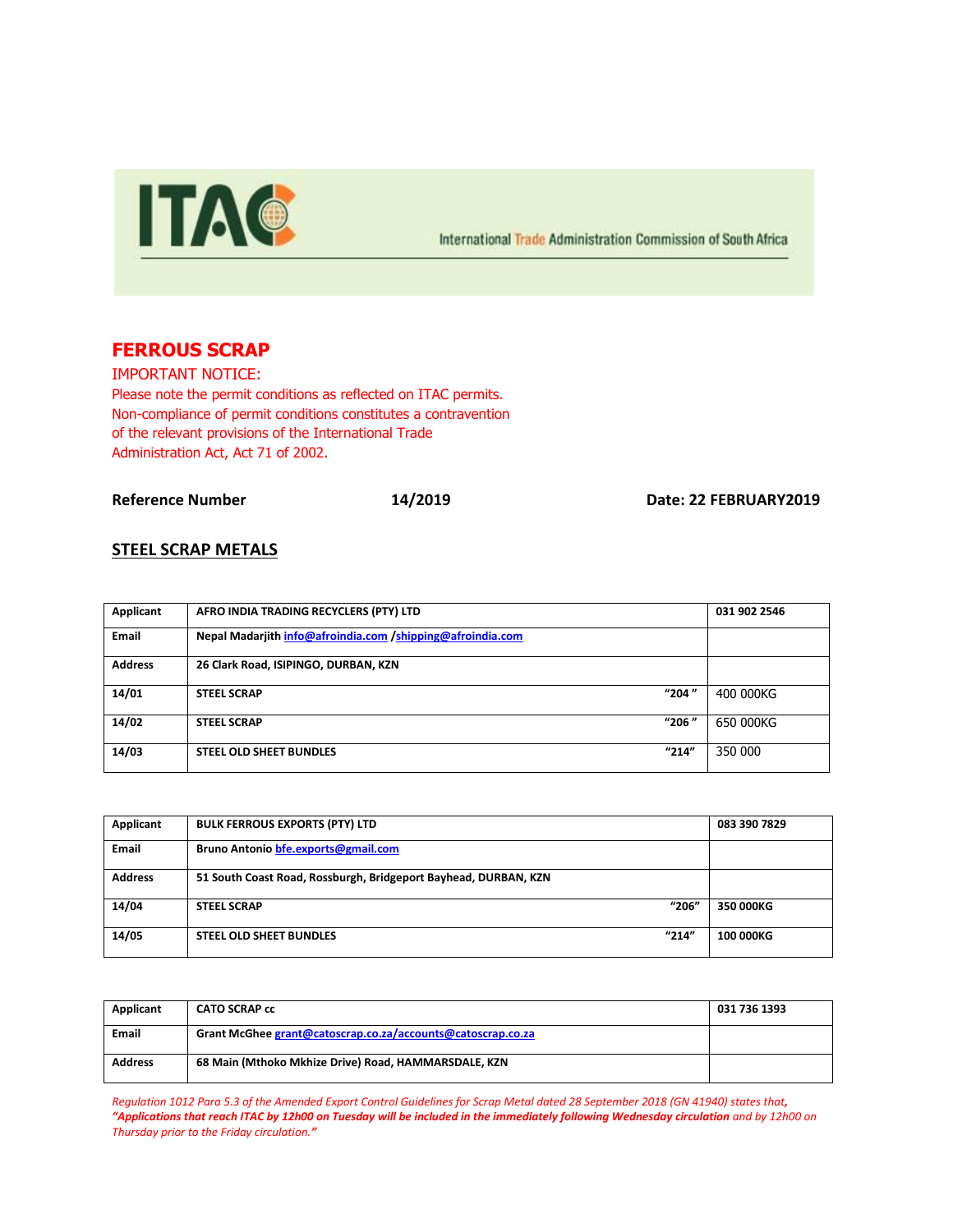ITAC

International Trade Administration Commission of South Africa

## FERROUS SCRAP

IMPORTANT NOTICE:
Please note the permit conditions as reflected on ITAC permits.
Non-compliance of permit conditions constitutes a contravention of the relevant provisions of the International Trade Administration Act, Act 71 of 2002.

**Reference Number** **14/2019** **Date: 22 FEBRUARY2019**

## STEEL SCRAP METALS

| **Applicant** | **AFRO INDIA TRADING RECYCLERS (PTY) LTD** | | **031 902 2546** |
|---|---|---|---|
| **Email** | **Nepal Madarjith info@afroindia.com /shipping@afroindia.com** | | |
| **Address** | **26 Clark Road, ISIPINGO, DURBAN, KZN** | | |
| **14/01** | **STEEL SCRAP** | **"204 "** | 400 000KG |
| **14/02** | **STEEL SCRAP** | **"206 "** | 650 000KG |
| **14/03** | **STEEL OLD SHEET BUNDLES** | **"214"** | 350 000 |

| **Applicant** | **BULK FERROUS EXPORTS (PTY) LTD** | | **083 390 7829** |
|---|---|---|---|
| **Email** | **Bruno Antonio bfe.exports@gmail.com** | | |
| **Address** | **51 South Coast Road, Rossburgh, Bridgeport Bayhead, DURBAN, KZN** | | |
| **14/04** | **STEEL SCRAP** | **"206"** | **350 000KG** |
| **14/05** | **STEEL OLD SHEET BUNDLES** | **"214"** | **100 000KG** |

| **Applicant** | **CATO SCRAP cc** | **031 736 1393** |
|---|---|---|
| **Email** | **Grant McGhee grant@catoscrap.co.za/accounts@catoscrap.co.za** | |
| **Address** | **68 Main (Mthoko Mkhize Drive) Road, HAMMARSDALE, KZN** | |

*Regulation 1012 Para 5.3 of the Amended Export Control Guidelines for Scrap Metal dated 28 September 2018 (GN 41940) states that,* ***"Applications that reach ITAC by 12h00 on Tuesday will be included in the immediately following Wednesday circulation*** *and by 12h00 on Thursday prior to the Friday circulation."*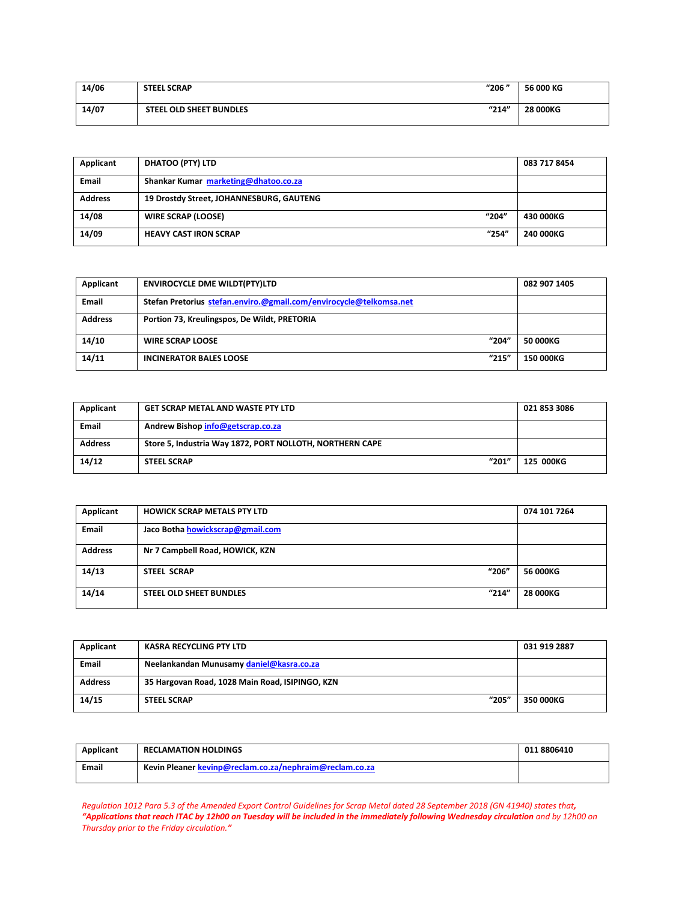| | | | |
|---|---|---|---|
| **14/06** | **STEEL SCRAP** | **"206 "** | **56 000 KG** |
| **14/07** | **STEEL OLD SHEET BUNDLES** | **"214"** | **28 000KG** |

| | | | |
|---|---|---|---|
| **Applicant** | **DHATOO (PTY) LTD** | | **083 717 8454** |
| **Email** | **Shankar Kumar marketing@dhatoo.co.za** | | |
| **Address** | **19 Drostdy Street, JOHANNESBURG, GAUTENG** | | |
| **14/08** | **WIRE SCRAP (LOOSE)** | **"204"** | **430 000KG** |
| **14/09** | **HEAVY CAST IRON SCRAP** | **"254"** | **240 000KG** |

| | | | |
|---|---|---|---|
| **Applicant** | **ENVIROCYCLE DME WILDT(PTY)LTD** | | **082 907 1405** |
| **Email** | **Stefan Pretorius stefan.enviro.@gmail.com/envirocycle@telkomsa.net** | | |
| **Address** | **Portion 73, Kreulingspos, De Wildt, PRETORIA** | | |
| **14/10** | **WIRE SCRAP LOOSE** | **"204"** | **50 000KG** |
| **14/11** | **INCINERATOR BALES LOOSE** | **"215"** | **150 000KG** |

| | | | |
|---|---|---|---|
| **Applicant** | **GET SCRAP METAL AND WASTE PTY LTD** | | **021 853 3086** |
| **Email** | **Andrew Bishop info@getscrap.co.za** | | |
| **Address** | **Store 5, Industria Way 1872, PORT NOLLOTH, NORTHERN CAPE** | | |
| **14/12** | **STEEL SCRAP** | **"201"** | **125 000KG** |

| | | | |
|---|---|---|---|
| **Applicant** | **HOWICK SCRAP METALS PTY LTD** | | **074 101 7264** |
| **Email** | **Jaco Botha howickscrap@gmail.com** | | |
| **Address** | **Nr 7 Campbell Road, HOWICK, KZN** | | |
| **14/13** | **STEEL SCRAP** | **"206"** | **56 000KG** |
| **14/14** | **STEEL OLD SHEET BUNDLES** | **"214"** | **28 000KG** |

| | | | |
|---|---|---|---|
| **Applicant** | **KASRA RECYCLING PTY LTD** | | **031 919 2887** |
| **Email** | **Neelankandan Munusamy daniel@kasra.co.za** | | |
| **Address** | **35 Hargovan Road, 1028 Main Road, ISIPINGO, KZN** | | |
| **14/15** | **STEEL SCRAP** | **"205"** | **350 000KG** |

| | | |
|---|---|---|
| **Applicant** | **RECLAMATION HOLDINGS** | **011 8806410** |
| **Email** | **Kevin Pleaner kevinp@reclam.co.za/nephraim@reclam.co.za** | |

*Regulation 1012 Para 5.3 of the Amended Export Control Guidelines for Scrap Metal dated 28 September 2018 (GN 41940) states that, **"Applications that reach ITAC by 12h00 on Tuesday will be included in the immediately following Wednesday circulation** and by 12h00 on Thursday prior to the Friday circulation."*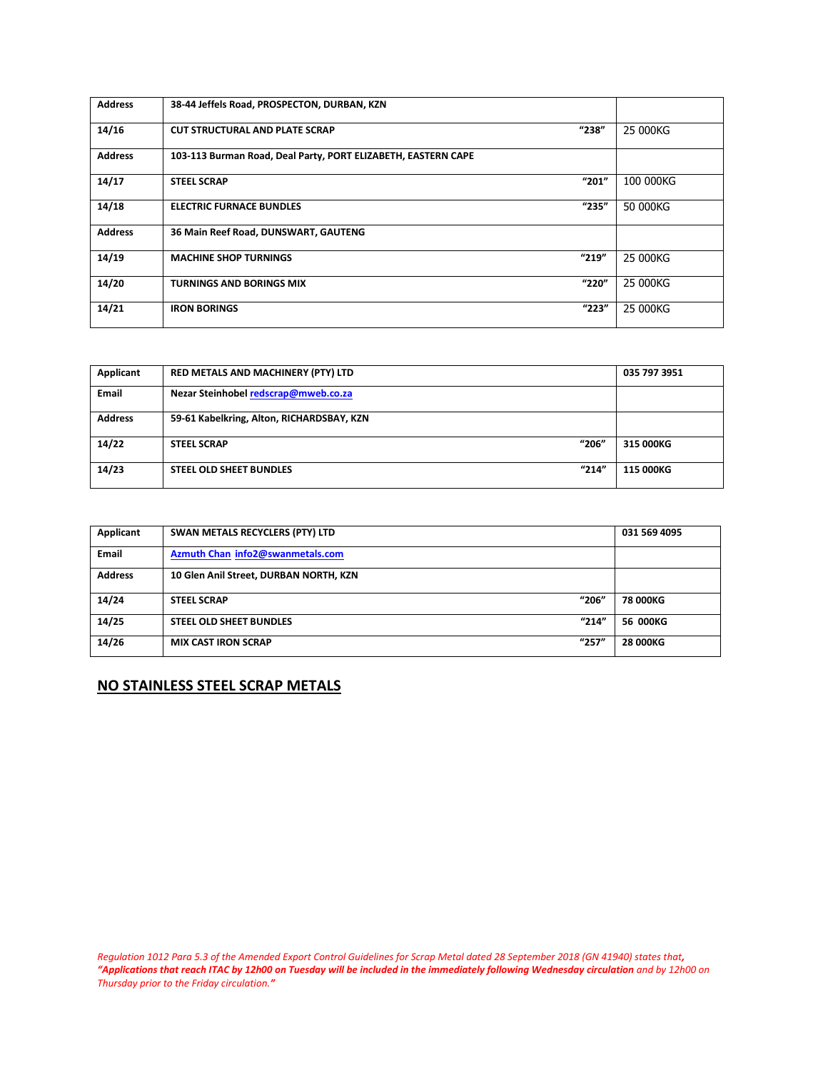| | | | |
|---|---|---|---|
| **Address** | **38-44 Jeffels Road, PROSPECTON, DURBAN, KZN** | | |
| **14/16** | **CUT STRUCTURAL AND PLATE SCRAP** | **"238"** | 25 000KG |
| **Address** | **103-113 Burman Road, Deal Party, PORT ELIZABETH, EASTERN CAPE** | | |
| **14/17** | **STEEL SCRAP** | **"201"** | 100 000KG |
| **14/18** | **ELECTRIC FURNACE BUNDLES** | **"235"** | 50 000KG |
| **Address** | **36 Main Reef Road, DUNSWART, GAUTENG** | | |
| **14/19** | **MACHINE SHOP TURNINGS** | **"219"** | 25 000KG |
| **14/20** | **TURNINGS AND BORINGS MIX** | **"220"** | 25 000KG |
| **14/21** | **IRON BORINGS** | **"223"** | 25 000KG |

| | | | |
|---|---|---|---|
| **Applicant** | **RED METALS AND MACHINERY (PTY) LTD** | | **035 797 3951** |
| **Email** | **Nezar Steinhobel redscrap@mweb.co.za** | | |
| **Address** | **59-61 Kabelkring, Alton, RICHARDSBAY, KZN** | | |
| **14/22** | **STEEL SCRAP** | **"206"** | **315 000KG** |
| **14/23** | **STEEL OLD SHEET BUNDLES** | **"214"** | **115 000KG** |

| | | | |
|---|---|---|---|
| **Applicant** | **SWAN METALS RECYCLERS (PTY) LTD** | | **031 569 4095** |
| **Email** | **Azmuth Chan info2@swanmetals.com** | | |
| **Address** | **10 Glen Anil Street, DURBAN NORTH, KZN** | | |
| **14/24** | **STEEL SCRAP** | **"206"** | **78 000KG** |
| **14/25** | **STEEL OLD SHEET BUNDLES** | **"214"** | **56 000KG** |
| **14/26** | **MIX CAST IRON SCRAP** | **"257"** | **28 000KG** |

## NO STAINLESS STEEL SCRAP METALS

*Regulation 1012 Para 5.3 of the Amended Export Control Guidelines for Scrap Metal dated 28 September 2018 (GN 41940) states that, **"Applications that reach ITAC by 12h00 on Tuesday will be included in the immediately following Wednesday circulation** and by 12h00 on Thursday prior to the Friday circulation."*